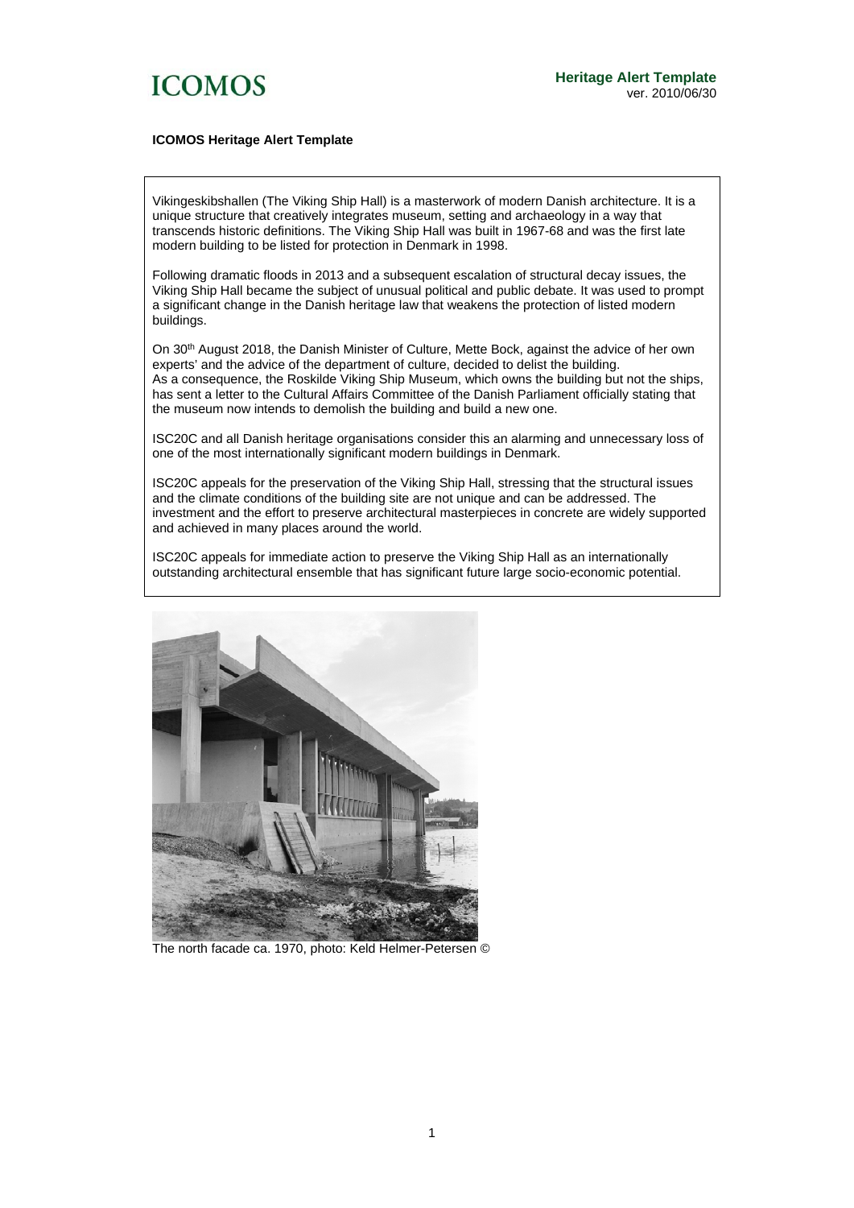**ICOMOS Heritage Alert Template**

Vikingeskibshallen (The Viking Ship Hall) is a masterwork of modern Danish architecture. It is a unique structure that creatively integrates museum, setting and archaeology in a way that transcends historic definitions. The Viking Ship Hall was built in 1967-68 and was the first late modern building to be listed for protection in Denmark in 1998.

Following dramatic floods in 2013 and a subsequent escalation of structural decay issues, the Viking Ship Hall became the subject of unusual political and public debate. It was used to prompt a significant change in the Danish heritage law that weakens the protection of listed modern buildings.

On 30th August 2018, the Danish Minister of Culture, Mette Bock, against the advice of her own experts' and the advice of the department of culture, decided to delist the building.
As a consequence, the Roskilde Viking Ship Museum, which owns the building but not the ships, has sent a letter to the Cultural Affairs Committee of the Danish Parliament officially stating that the museum now intends to demolish the building and build a new one.

ISC20C and all Danish heritage organisations consider this an alarming and unnecessary loss of one of the most internationally significant modern buildings in Denmark.

ISC20C appeals for the preservation of the Viking Ship Hall, stressing that the structural issues and the climate conditions of the building site are not unique and can be addressed. The investment and the effort to preserve architectural masterpieces in concrete are widely supported and achieved in many places around the world.

ISC20C appeals for immediate action to preserve the Viking Ship Hall as an internationally outstanding architectural ensemble that has significant future large socio-economic potential.

The north facade ca. 1970, photo: Keld Helmer-Petersen ©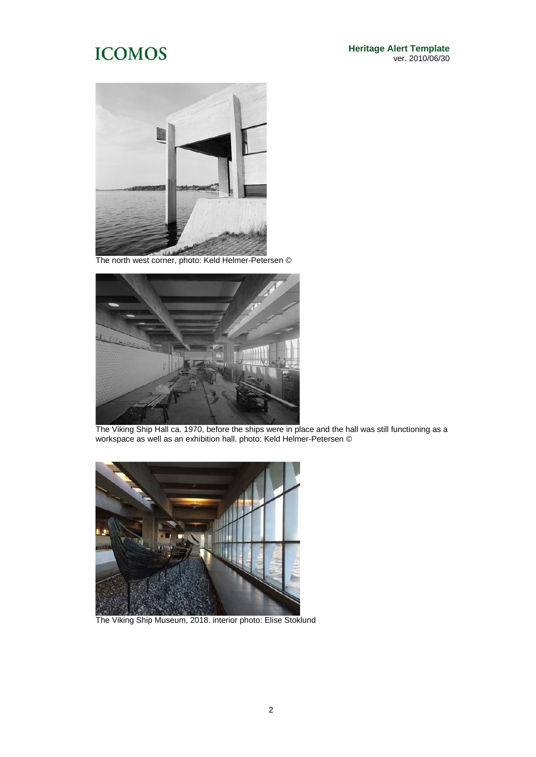The north west corner, photo: Keld Helmer-Petersen ©

The Viking Ship Hall ca. 1970, before the ships were in place and the hall was still functioning as a workspace as well as an exhibition hall. photo: Keld Helmer-Petersen ©

The Viking Ship Museum, 2018. interior photo: Elise Stoklund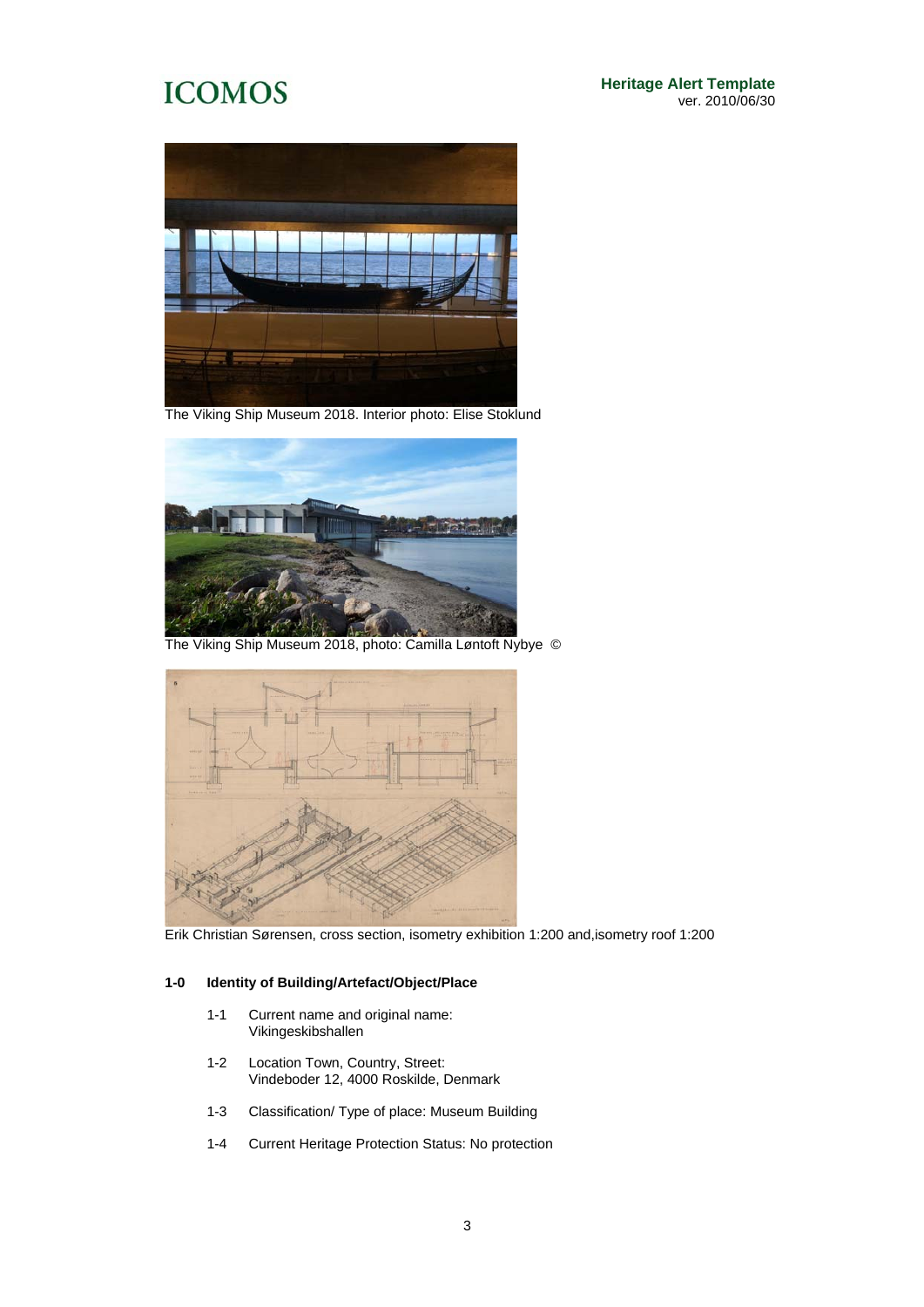The Viking Ship Museum 2018. Interior photo: Elise Stoklund

The Viking Ship Museum 2018, photo: Camilla Løntoft Nybye ©

Erik Christian Sørensen, cross section, isometry exhibition 1:200 and,isometry roof 1:200

**1-0 Identity of Building/Artefact/Object/Place**

1-1 Current name and original name:
Vikingeskibshallen

1-2 Location Town, Country, Street:
Vindeboder 12, 4000 Roskilde, Denmark

1-3 Classification/ Type of place: Museum Building

1-4 Current Heritage Protection Status: No protection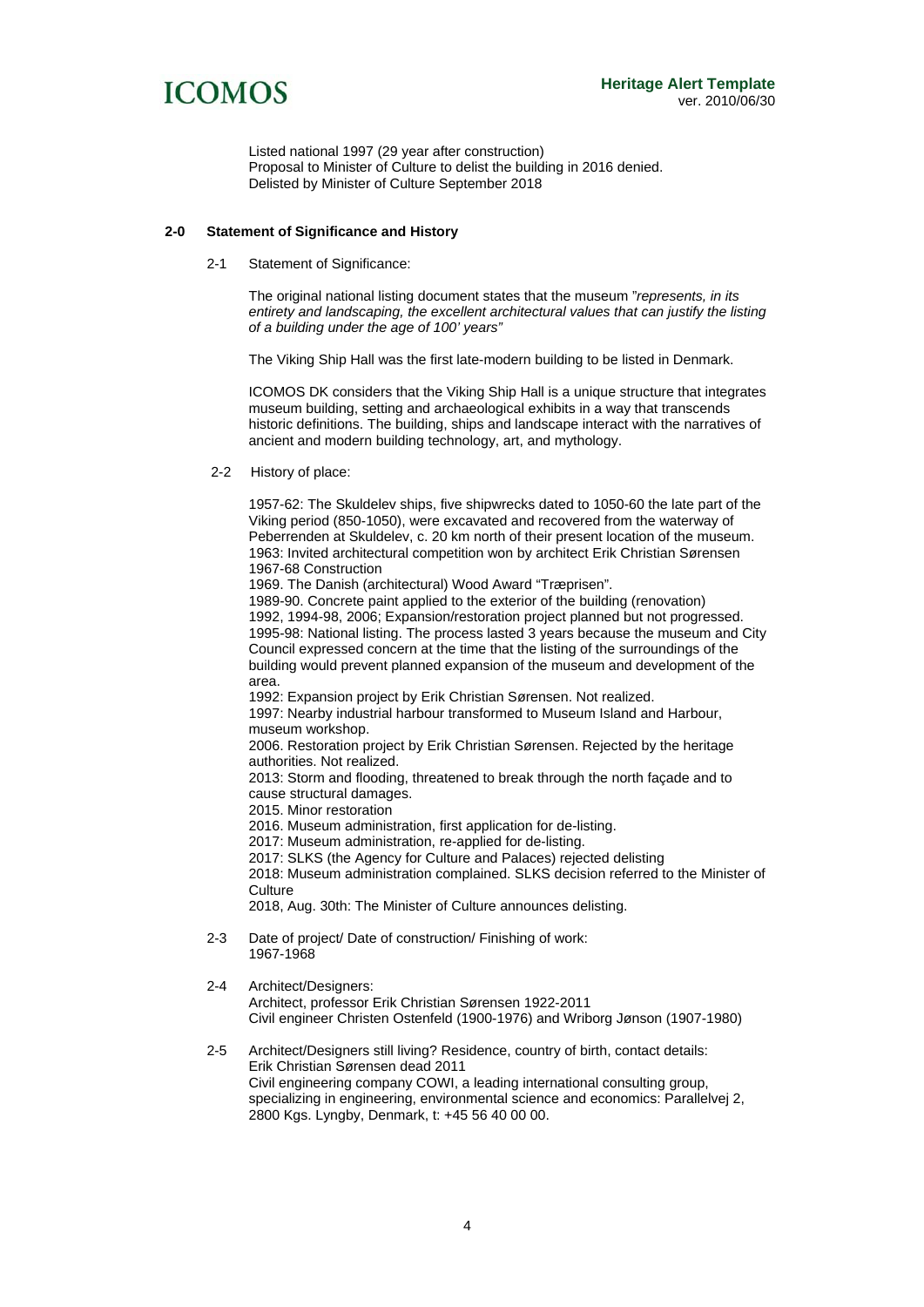Listed national 1997 (29 year after construction)
Proposal to Minister of Culture to delist the building in 2016 denied.
Delisted by Minister of Culture September 2018

## 2-0 Statement of Significance and History

2-1 Statement of Significance:

The original national listing document states that the museum "*represents, in its entirety and landscaping, the excellent architectural values that can justify the listing of a building under the age of 100' years"*

The Viking Ship Hall was the first late-modern building to be listed in Denmark.

ICOMOS DK considers that the Viking Ship Hall is a unique structure that integrates museum building, setting and archaeological exhibits in a way that transcends historic definitions. The building, ships and landscape interact with the narratives of ancient and modern building technology, art, and mythology.

2-2 History of place:

1957-62: The Skuldelev ships, five shipwrecks dated to 1050-60 the late part of the Viking period (850-1050), were excavated and recovered from the waterway of Peberrenden at Skuldelev, c. 20 km north of their present location of the museum.
1963: Invited architectural competition won by architect Erik Christian Sørensen
1967-68 Construction
1969. The Danish (architectural) Wood Award "Træprisen".
1989-90. Concrete paint applied to the exterior of the building (renovation)
1992, 1994-98, 2006; Expansion/restoration project planned but not progressed.
1995-98: National listing. The process lasted 3 years because the museum and City Council expressed concern at the time that the listing of the surroundings of the building would prevent planned expansion of the museum and development of the area.
1992: Expansion project by Erik Christian Sørensen. Not realized.
1997: Nearby industrial harbour transformed to Museum Island and Harbour, museum workshop.
2006. Restoration project by Erik Christian Sørensen. Rejected by the heritage authorities. Not realized.
2013: Storm and flooding, threatened to break through the north façade and to cause structural damages.
2015. Minor restoration
2016. Museum administration, first application for de-listing.
2017: Museum administration, re-applied for de-listing.
2017: SLKS (the Agency for Culture and Palaces) rejected delisting
2018: Museum administration complained. SLKS decision referred to the Minister of Culture
2018, Aug. 30th: The Minister of Culture announces delisting.

2-3 Date of project/ Date of construction/ Finishing of work:
1967-1968

2-4 Architect/Designers:
Architect, professor Erik Christian Sørensen 1922-2011
Civil engineer Christen Ostenfeld (1900-1976) and Wriborg Jønson (1907-1980)

2-5 Architect/Designers still living? Residence, country of birth, contact details:
Erik Christian Sørensen dead 2011
Civil engineering company COWI, a leading international consulting group, specializing in engineering, environmental science and economics: Parallelvej 2, 2800 Kgs. Lyngby, Denmark, t: +45 56 40 00 00.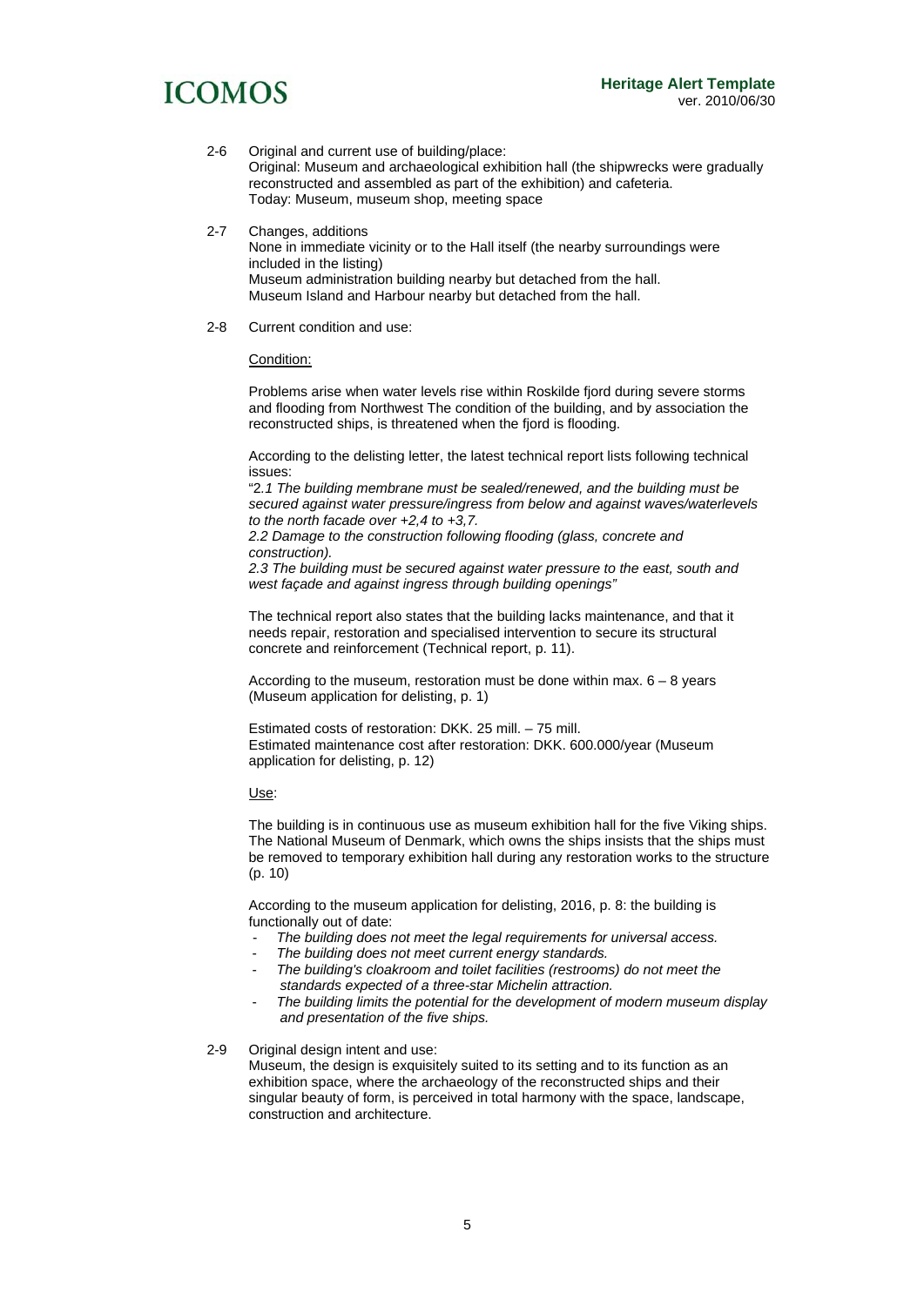2-6 Original and current use of building/place:
Original: Museum and archaeological exhibition hall (the shipwrecks were gradually reconstructed and assembled as part of the exhibition) and cafeteria.
Today: Museum, museum shop, meeting space

2-7 Changes, additions
None in immediate vicinity or to the Hall itself (the nearby surroundings were included in the listing)
Museum administration building nearby but detached from the hall.
Museum Island and Harbour nearby but detached from the hall.

2-8 Current condition and use:

Condition:

Problems arise when water levels rise within Roskilde fjord during severe storms and flooding from Northwest The condition of the building, and by association the reconstructed ships, is threatened when the fjord is flooding.

According to the delisting letter, the latest technical report lists following technical issues:
"*2.1 The building membrane must be sealed/renewed, and the building must be secured against water pressure/ingress from below and against waves/waterlevels to the north facade over +2,4 to +3,7.*
*2.2 Damage to the construction following flooding (glass, concrete and construction).*
*2.3 The building must be secured against water pressure to the east, south and west façade and against ingress through building openings*"

The technical report also states that the building lacks maintenance, and that it needs repair, restoration and specialised intervention to secure its structural concrete and reinforcement (Technical report, p. 11).

According to the museum, restoration must be done within max. 6 – 8 years (Museum application for delisting, p. 1)

Estimated costs of restoration: DKK. 25 mill. – 75 mill.
Estimated maintenance cost after restoration: DKK. 600.000/year (Museum application for delisting, p. 12)

Use:

The building is in continuous use as museum exhibition hall for the five Viking ships. The National Museum of Denmark, which owns the ships insists that the ships must be removed to temporary exhibition hall during any restoration works to the structure (p. 10)

According to the museum application for delisting, 2016, p. 8: the building is functionally out of date:

- *The building does not meet the legal requirements for universal access.*
- *The building does not meet current energy standards.*
- *The building's cloakroom and toilet facilities (restrooms) do not meet the standards expected of a three-star Michelin attraction.*
- *The building limits the potential for the development of modern museum display and presentation of the five ships.*

2-9 Original design intent and use:
Museum, the design is exquisitely suited to its setting and to its function as an exhibition space, where the archaeology of the reconstructed ships and their singular beauty of form, is perceived in total harmony with the space, landscape, construction and architecture.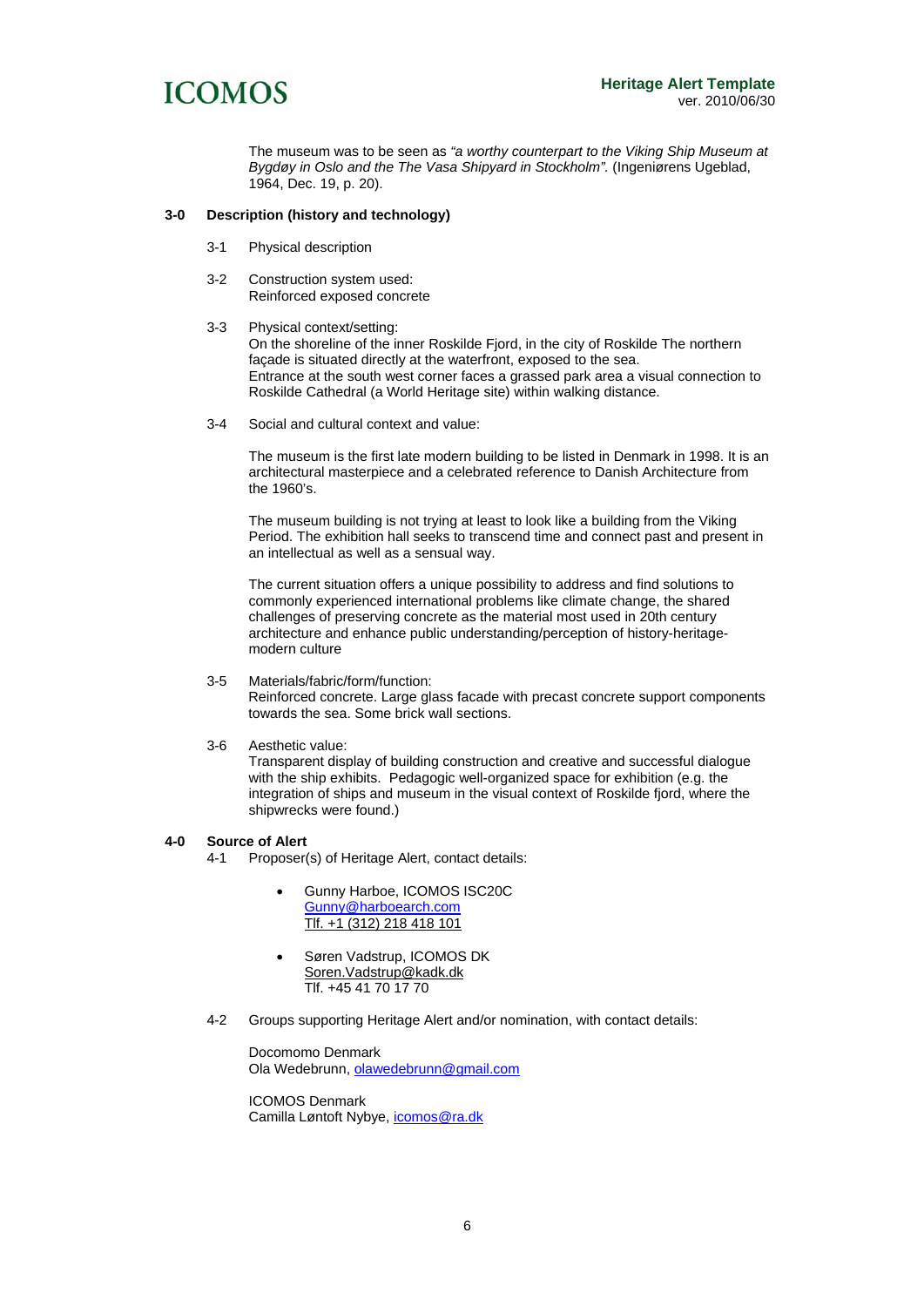The museum was to be seen as *"a worthy counterpart to the Viking Ship Museum at Bygdøy in Oslo and the The Vasa Shipyard in Stockholm".* (Ingeniørens Ugeblad, 1964, Dec. 19, p. 20).

## 3-0 Description (history and technology)

3-1 Physical description

3-2 Construction system used:
Reinforced exposed concrete

3-3 Physical context/setting:
On the shoreline of the inner Roskilde Fjord, in the city of Roskilde The northern façade is situated directly at the waterfront, exposed to the sea.
Entrance at the south west corner faces a grassed park area a visual connection to Roskilde Cathedral (a World Heritage site) within walking distance.

3-4 Social and cultural context and value:

The museum is the first late modern building to be listed in Denmark in 1998. It is an architectural masterpiece and a celebrated reference to Danish Architecture from the 1960's.

The museum building is not trying at least to look like a building from the Viking Period. The exhibition hall seeks to transcend time and connect past and present in an intellectual as well as a sensual way.

The current situation offers a unique possibility to address and find solutions to commonly experienced international problems like climate change, the shared challenges of preserving concrete as the material most used in 20th century architecture and enhance public understanding/perception of history-heritage-modern culture

3-5 Materials/fabric/form/function:
Reinforced concrete. Large glass facade with precast concrete support components towards the sea. Some brick wall sections.

3-6 Aesthetic value:
Transparent display of building construction and creative and successful dialogue with the ship exhibits. Pedagogic well-organized space for exhibition (e.g. the integration of ships and museum in the visual context of Roskilde fjord, where the shipwrecks were found.)

## 4-0 Source of Alert

4-1 Proposer(s) of Heritage Alert, contact details:

- Gunny Harboe, ICOMOS ISC20C
  Gunny@harboearch.com
  Tlf. +1 (312) 218 418 101

- Søren Vadstrup, ICOMOS DK
  Soren.Vadstrup@kadk.dk
  Tlf. +45 41 70 17 70

4-2 Groups supporting Heritage Alert and/or nomination, with contact details:

Docomomo Denmark
Ola Wedebrunn, olawedebrunn@gmail.com

ICOMOS Denmark
Camilla Løntoft Nybye, icomos@ra.dk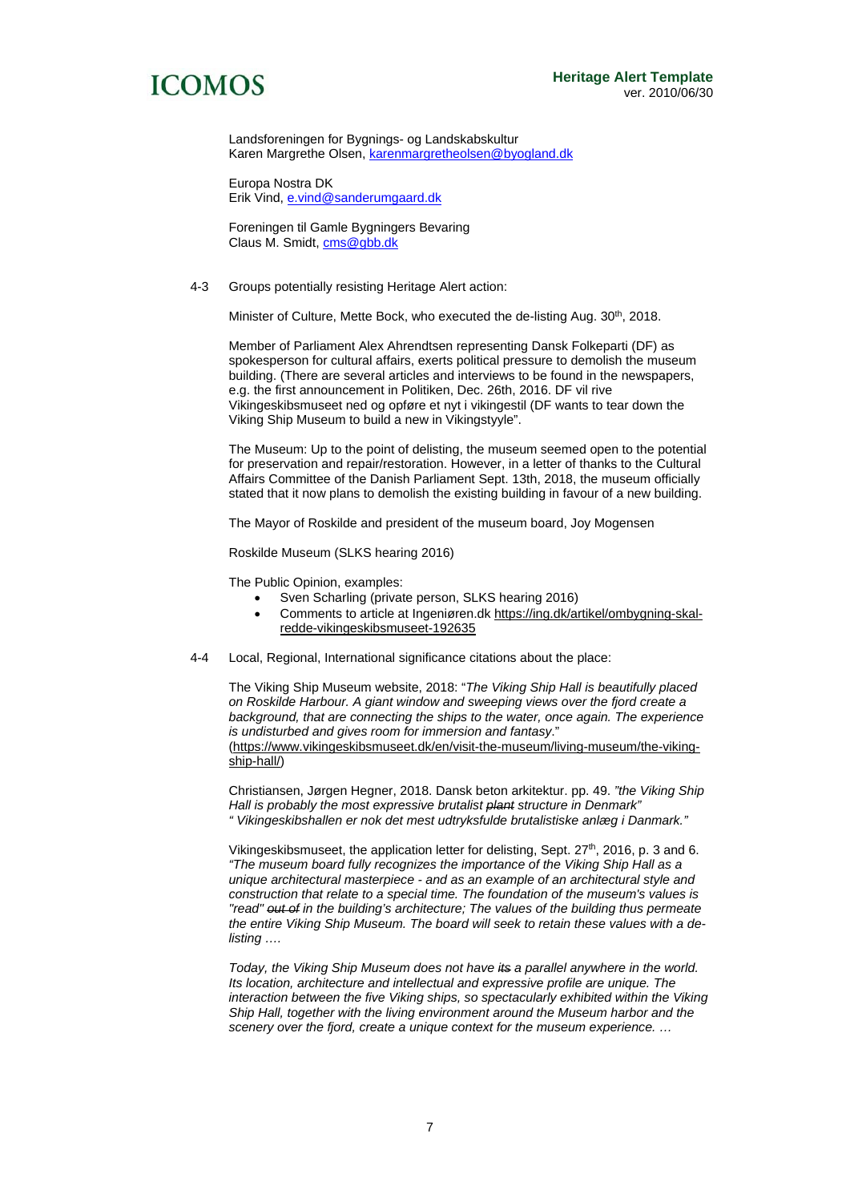Landsforeningen for Bygnings- og Landskabskultur
Karen Margrethe Olsen, karenmargretheolsen@byogland.dk

Europa Nostra DK
Erik Vind, e.vind@sanderumgaard.dk

Foreningen til Gamle Bygningers Bevaring
Claus M. Smidt, cms@gbb.dk

4-3 Groups potentially resisting Heritage Alert action:

Minister of Culture, Mette Bock, who executed the de-listing Aug. 30th, 2018.

Member of Parliament Alex Ahrendtsen representing Dansk Folkeparti (DF) as spokesperson for cultural affairs, exerts political pressure to demolish the museum building. (There are several articles and interviews to be found in the newspapers, e.g. the first announcement in Politiken, Dec. 26th, 2016. DF vil rive Vikingeskibsmuseet ned og opføre et nyt i vikingestil (DF wants to tear down the Viking Ship Museum to build a new in Vikingstyyle".

The Museum: Up to the point of delisting, the museum seemed open to the potential for preservation and repair/restoration. However, in a letter of thanks to the Cultural Affairs Committee of the Danish Parliament Sept. 13th, 2018, the museum officially stated that it now plans to demolish the existing building in favour of a new building.

The Mayor of Roskilde and president of the museum board, Joy Mogensen

Roskilde Museum (SLKS hearing 2016)

The Public Opinion, examples:

- Sven Scharling (private person, SLKS hearing 2016)
- Comments to article at Ingeniøren.dk https://ing.dk/artikel/ombygning-skal-redde-vikingeskibsmuseet-192635

4-4 Local, Regional, International significance citations about the place:

The Viking Ship Museum website, 2018: "*The Viking Ship Hall is beautifully placed on Roskilde Harbour. A giant window and sweeping views over the fjord create a background, that are connecting the ships to the water, once again. The experience is undisturbed and gives room for immersion and fantasy*." (https://www.vikingeskibsmuseet.dk/en/visit-the-museum/living-museum/the-viking-ship-hall/)

Christiansen, Jørgen Hegner, 2018. Dansk beton arkitektur. pp. 49. *"the Viking Ship Hall is probably the most expressive brutalist ~~plant~~ structure in Denmark"*
*" Vikingeskibshallen er nok det mest udtryksfulde brutalistiske anlæg i Danmark."*

Vikingeskibsmuseet, the application letter for delisting, Sept. 27th, 2016, p. 3 and 6.
*"The museum board fully recognizes the importance of the Viking Ship Hall as a unique architectural masterpiece - and as an example of an architectural style and construction that relate to a special time. The foundation of the museum's values is "read" ~~out of~~ in the building's architecture; The values of the building thus permeate the entire Viking Ship Museum. The board will seek to retain these values with a de-listing ….*

*Today, the Viking Ship Museum does not have ~~its~~ a parallel anywhere in the world. Its location, architecture and intellectual and expressive profile are unique. The interaction between the five Viking ships, so spectacularly exhibited within the Viking Ship Hall, together with the living environment around the Museum harbor and the scenery over the fjord, create a unique context for the museum experience. …*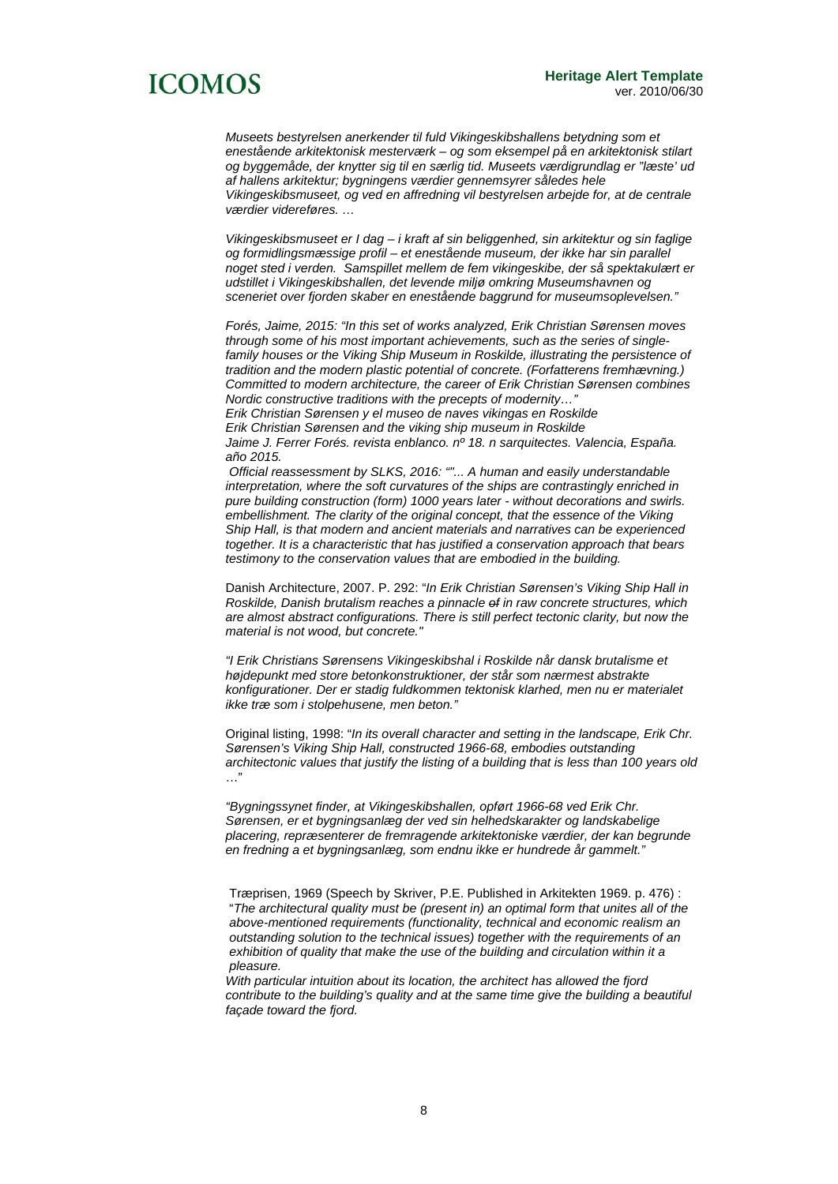*Museets bestyrelsen anerkender til fuld Vikingeskibshallens betydning som et enestående arkitektonisk mesterværk – og som eksempel på en arkitektonisk stilart og byggemåde, der knytter sig til en særlig tid. Museets værdigrundlag er "læste' ud af hallens arkitektur; bygningens værdier gennemsyrer således hele Vikingeskibsmuseet, og ved en affredning vil bestyrelsen arbejde for, at de centrale værdier videreføres. …*

*Vikingeskibsmuseet er I dag – i kraft af sin beliggenhed, sin arkitektur og sin faglige og formidlingsmæssige profil – et enestående museum, der ikke har sin parallel noget sted i verden. Samspillet mellem de fem vikingeskibe, der så spektakulært er udstillet i Vikingeskibshallen, det levende miljø omkring Museumshavnen og sceneriet over fjorden skaber en enestående baggrund for museumsoplevelsen."*

*Forés, Jaime, 2015: "In this set of works analyzed, Erik Christian Sørensen moves through some of his most important achievements, such as the series of single-family houses or the Viking Ship Museum in Roskilde, illustrating the persistence of tradition and the modern plastic potential of concrete. (Forfatterens fremhævning.) Committed to modern architecture, the career of Erik Christian Sørensen combines Nordic constructive traditions with the precepts of modernity…"*
*Erik Christian Sørensen y el museo de naves vikingas en Roskilde*
*Erik Christian Sørensen and the viking ship museum in Roskilde*
*Jaime J. Ferrer Forés. revista enblanco. nº 18. n sarquitectes. Valencia, España. año 2015.*
*Official reassessment by SLKS, 2016: ""... A human and easily understandable interpretation, where the soft curvatures of the ships are contrastingly enriched in pure building construction (form) 1000 years later - without decorations and swirls. embellishment. The clarity of the original concept, that the essence of the Viking Ship Hall, is that modern and ancient materials and narratives can be experienced together. It is a characteristic that has justified a conservation approach that bears testimony to the conservation values that are embodied in the building.*

Danish Architecture, 2007. P. 292: "*In Erik Christian Sørensen's Viking Ship Hall in Roskilde, Danish brutalism reaches a pinnacle ~~of~~ in raw concrete structures, which are almost abstract configurations. There is still perfect tectonic clarity, but now the material is not wood, but concrete."*

*"I Erik Christians Sørensens Vikingeskibshal i Roskilde når dansk brutalisme et højdepunkt med store betonkonstruktioner, der står som nærmest abstrakte konfigurationer. Der er stadig fuldkommen tektonisk klarhed, men nu er materialet ikke træ som i stolpehusene, men beton."*

Original listing, 1998: "*In its overall character and setting in the landscape, Erik Chr. Sørensen's Viking Ship Hall, constructed 1966-68, embodies outstanding architectonic values that justify the listing of a building that is less than 100 years old* …"

*"Bygningssynet finder, at Vikingeskibshallen, opført 1966-68 ved Erik Chr. Sørensen, er et bygningsanlæg der ved sin helhedskarakter og landskabelige placering, repræsenterer de fremragende arkitektoniske værdier, der kan begrunde en fredning a et bygningsanlæg, som endnu ikke er hundrede år gammelt."*

Træprisen, 1969 (Speech by Skriver, P.E. Published in Arkitekten 1969. p. 476) : "*The architectural quality must be (present in) an optimal form that unites all of the above-mentioned requirements (functionality, technical and economic realism an outstanding solution to the technical issues) together with the requirements of an exhibition of quality that make the use of the building and circulation within it a pleasure.*
*With particular intuition about its location, the architect has allowed the fjord contribute to the building's quality and at the same time give the building a beautiful façade toward the fjord.*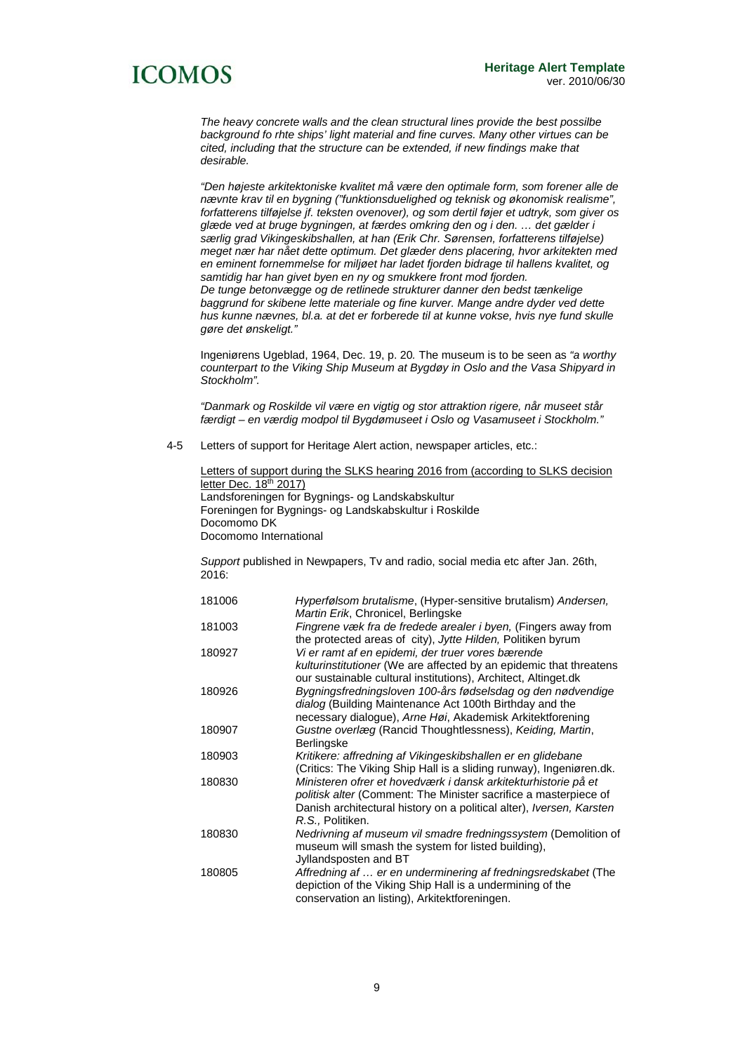*The heavy concrete walls and the clean structural lines provide the best possilbe background fo rhte ships' light material and fine curves. Many other virtues can be cited, including that the structure can be extended, if new findings make that desirable.*

*"Den højeste arkitektoniske kvalitet må være den optimale form, som forener alle de nævnte krav til en bygning ("funktionsduelighed og teknisk og økonomisk realisme", forfatterens tilføjelse jf. teksten ovenover), og som dertil føjer et udtryk, som giver os glæde ved at bruge bygningen, at færdes omkring den og i den. … det gælder i særlig grad Vikingeskibshallen, at han (Erik Chr. Sørensen, forfatterens tilføjelse) meget nær har nået dette optimum. Det glæder dens placering, hvor arkitekten med en eminent fornemmelse for miljøet har ladet fjorden bidrage til hallens kvalitet, og samtidig har han givet byen en ny og smukkere front mod fjorden.*
*De tunge betonvægge og de retlinede strukturer danner den bedst tænkelige baggrund for skibene lette materiale og fine kurver. Mange andre dyder ved dette hus kunne nævnes, bl.a. at det er forberede til at kunne vokse, hvis nye fund skulle gøre det ønskeligt."*

Ingeniørens Ugeblad, 1964, Dec. 19, p. 20*.* The museum is to be seen as *"a worthy counterpart to the Viking Ship Museum at Bygdøy in Oslo and the Vasa Shipyard in Stockholm".*

*"Danmark og Roskilde vil være en vigtig og stor attraktion rigere, når museet står færdigt – en værdig modpol til Bygdømuseet i Oslo og Vasamuseet i Stockholm."*

4-5 Letters of support for Heritage Alert action, newspaper articles, etc.:

Letters of support during the SLKS hearing 2016 from (according to SLKS decision letter Dec. 18th 2017)
Landsforeningen for Bygnings- og Landskabskultur
Foreningen for Bygnings- og Landskabskultur i Roskilde
Docomomo DK
Docomomo International

*Support* published in Newpapers, Tv and radio, social media etc after Jan. 26th, 2016:

| | |
|---|---|
| 181006 | *Hyperfølsom brutalisme*, (Hyper-sensitive brutalism) *Andersen, Martin Erik*, Chronicel, Berlingske |
| 181003 | *Fingrene væk fra de fredede arealer i byen,* (Fingers away from the protected areas of city), *Jytte Hilden,* Politiken byrum |
| 180927 | *Vi er ramt af en epidemi, der truer vores bærende kulturinstitutioner* (We are affected by an epidemic that threatens our sustainable cultural institutions), Architect, Altinget.dk |
| 180926 | *Bygningsfredningsloven 100-års fødselsdag og den nødvendige dialog* (Building Maintenance Act 100th Birthday and the necessary dialogue), *Arne Høi*, Akademisk Arkitektforening |
| 180907 | *Gustne overlæg* (Rancid Thoughtlessness), *Keiding, Martin*, Berlingske |
| 180903 | *Kritikere: affredning af Vikingeskibshallen er en glidebane* (Critics: The Viking Ship Hall is a sliding runway), Ingeniøren.dk. |
| 180830 | *Ministeren ofrer et hovedværk i dansk arkitekturhistorie på et politisk alter* (Comment: The Minister sacrifice a masterpiece of Danish architectural history on a political alter), *Iversen, Karsten R.S.,* Politiken. |
| 180830 | *Nedrivning af museum vil smadre fredningssystem* (Demolition of museum will smash the system for listed building), Jyllandsposten and BT |
| 180805 | *Affredning af … er en underminering af fredningsredskabet* (The depiction of the Viking Ship Hall is a undermining of the conservation an listing), Arkitektforeningen. |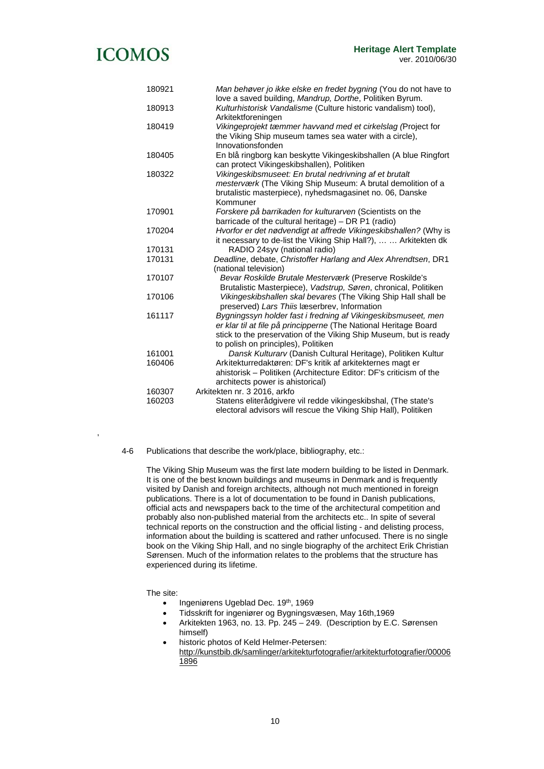| | |
|---|---|
| 180921 | *Man behøver jo ikke elske en fredet bygning* (You do not have to love a saved building, *Mandrup, Dorthe*, Politiken Byrum. |
| 180913 | *Kulturhistorisk Vandalisme* (Culture historic vandalism) tool), Arkitektforeningen |
| 180419 | *Vikingeprojekt tæmmer havvand med et cirkelslag (*Project for the Viking Ship museum tames sea water with a circle), Innovationsfonden |
| 180405 | En blå ringborg kan beskytte Vikingeskibshallen (A blue Ringfort can protect Vikingeskibshallen), Politiken |
| 180322 | *Vikingeskibsmuseet: En brutal nedrivning af et brutalt mesterværk* (The Viking Ship Museum: A brutal demolition of a brutalistic masterpiece), nyhedsmagasinet no. 06, Danske Kommuner |
| 170901 | *Forskere på barrikaden for kulturarven* (Scientists on the barricade of the cultural heritage) – DR P1 (radio) |
| 170204 | *Hvorfor er det nødvendigt at affrede Vikingeskibshallen?* (Why is it necessary to de-list the Viking Ship Hall?), … … Arkitekten dk |
| 170131 | RADIO 24syv (national radio) |
| 170131 | *Deadline*, debate, *Christoffer Harlang and Alex Ahrendtsen*, DR1 (national television) |
| 170107 | *Bevar Roskilde Brutale Mesterværk* (Preserve Roskilde's Brutalistic Masterpiece), *Vadstrup, Søren*, chronical, Politiken |
| 170106 | *Vikingeskibshallen skal bevares* (The Viking Ship Hall shall be preserved) *Lars Thiis* læserbrev, Information |
| 161117 | *Bygningssyn holder fast i fredning af Vikingeskibsmuseet, men er klar til at file på principperne* (The National Heritage Board stick to the preservation of the Viking Ship Museum, but is ready to polish on principles), Politiken |
| 161001 | *Dansk Kulturarv* (Danish Cultural Heritage), Politiken Kultur |
| 160406 | Arkitekturredaktøren: DF's kritik af arkitekternes magt er ahistorisk – Politiken (Architecture Editor: DF's criticism of the architects power is ahistorical) |
| 160307 | Arkitekten nr. 3 2016, arkfo |
| 160203 | Statens eliterådgivere vil redde vikingeskibshal, (The state's electoral advisors will rescue the Viking Ship Hall), Politiken |

,

4-6 Publications that describe the work/place, bibliography, etc.:

The Viking Ship Museum was the first late modern building to be listed in Denmark. It is one of the best known buildings and museums in Denmark and is frequently visited by Danish and foreign architects, although not much mentioned in foreign publications. There is a lot of documentation to be found in Danish publications, official acts and newspapers back to the time of the architectural competition and probably also non-published material from the architects etc.. In spite of several technical reports on the construction and the official listing - and delisting process, information about the building is scattered and rather unfocused. There is no single book on the Viking Ship Hall, and no single biography of the architect Erik Christian Sørensen. Much of the information relates to the problems that the structure has experienced during its lifetime.

The site:

- Ingeniørens Ugeblad Dec. 19th, 1969
- Tidsskrift for ingeniører og Bygningsvæsen, May 16th,1969
- Arkitekten 1963, no. 13. Pp. 245 – 249. (Description by E.C. Sørensen himself)
- historic photos of Keld Helmer-Petersen: http://kunstbib.dk/samlinger/arkitekturfotografier/arkitekturfotografier/000061896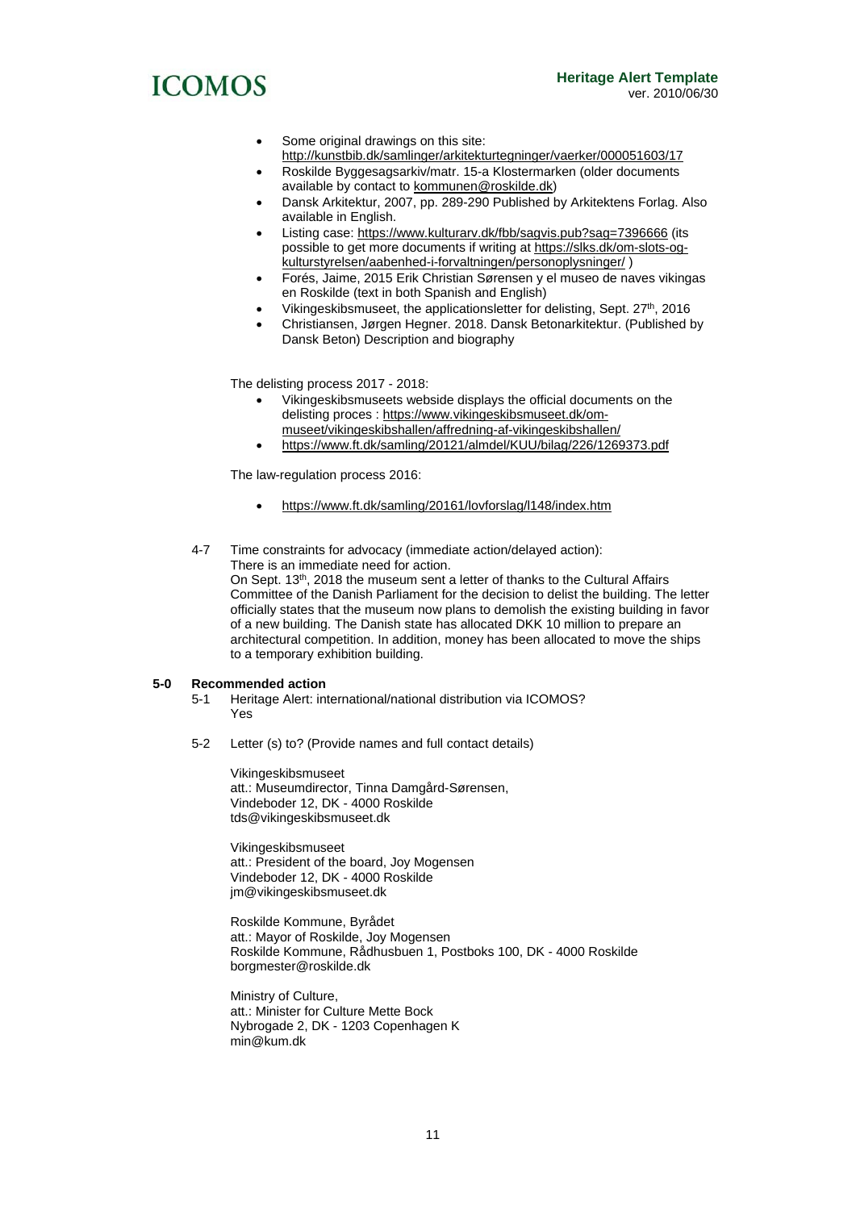- Some original drawings on this site: http://kunstbib.dk/samlinger/arkitekturtegninger/vaerker/000051603/17
- Roskilde Byggesagsarkiv/matr. 15-a Klostermarken (older documents available by contact to kommunen@roskilde.dk)
- Dansk Arkitektur, 2007, pp. 289-290 Published by Arkitektens Forlag. Also available in English.
- Listing case: https://www.kulturarv.dk/fbb/sagvis.pub?sag=7396666 (its possible to get more documents if writing at https://slks.dk/om-slots-og-kulturstyrelsen/aabenhed-i-forvaltningen/personoplysninger/ )
- Forés, Jaime, 2015 Erik Christian Sørensen y el museo de naves vikingas en Roskilde (text in both Spanish and English)
- Vikingeskibsmuseet, the applicationsletter for delisting, Sept. 27th, 2016
- Christiansen, Jørgen Hegner. 2018. Dansk Betonarkitektur. (Published by Dansk Beton) Description and biography

The delisting process 2017 - 2018:

- Vikingeskibsmuseets webside displays the official documents on the delisting proces : https://www.vikingeskibsmuseet.dk/om-museet/vikingeskibshallen/affredning-af-vikingeskibshallen/
- https://www.ft.dk/samling/20121/almdel/KUU/bilag/226/1269373.pdf

The law-regulation process 2016:

- https://www.ft.dk/samling/20161/lovforslag/l148/index.htm

4-7 Time constraints for advocacy (immediate action/delayed action):
There is an immediate need for action.
On Sept. 13th, 2018 the museum sent a letter of thanks to the Cultural Affairs Committee of the Danish Parliament for the decision to delist the building. The letter officially states that the museum now plans to demolish the existing building in favor of a new building. The Danish state has allocated DKK 10 million to prepare an architectural competition. In addition, money has been allocated to move the ships to a temporary exhibition building.

**5-0 Recommended action**

5-1 Heritage Alert: international/national distribution via ICOMOS?
Yes

5-2 Letter (s) to? (Provide names and full contact details)

Vikingeskibsmuseet
att.: Museumdirector, Tinna Damgård-Sørensen,
Vindeboder 12, DK - 4000 Roskilde
tds@vikingeskibsmuseet.dk

Vikingeskibsmuseet
att.: President of the board, Joy Mogensen
Vindeboder 12, DK - 4000 Roskilde
jm@vikingeskibsmuseet.dk

Roskilde Kommune, Byrådet
att.: Mayor of Roskilde, Joy Mogensen
Roskilde Kommune, Rådhusbuen 1, Postboks 100, DK - 4000 Roskilde
borgmester@roskilde.dk

Ministry of Culture,
att.: Minister for Culture Mette Bock
Nybrogade 2, DK - 1203 Copenhagen K
min@kum.dk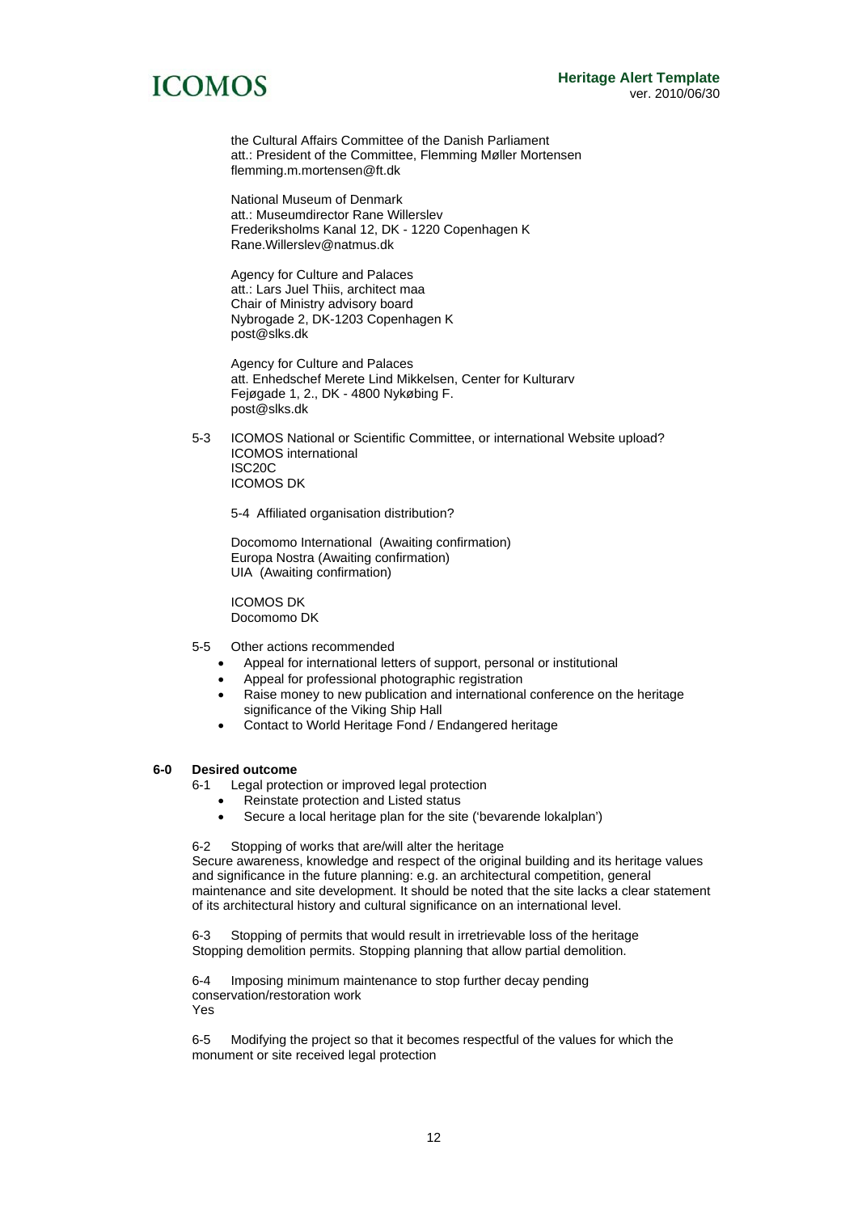the Cultural Affairs Committee of the Danish Parliament
att.: President of the Committee, Flemming Møller Mortensen
flemming.m.mortensen@ft.dk

National Museum of Denmark
att.: Museumdirector Rane Willerslev
Frederiksholms Kanal 12, DK - 1220 Copenhagen K
Rane.Willerslev@natmus.dk

Agency for Culture and Palaces
att.: Lars Juel Thiis, architect maa
Chair of Ministry advisory board
Nybrogade 2, DK-1203 Copenhagen K
post@slks.dk

Agency for Culture and Palaces
att. Enhedschef Merete Lind Mikkelsen, Center for Kulturarv
Fejøgade 1, 2., DK - 4800 Nykøbing F.
post@slks.dk

5-3 ICOMOS National or Scientific Committee, or international Website upload?
ICOMOS international
ISC20C
ICOMOS DK

5-4 Affiliated organisation distribution?

Docomomo International (Awaiting confirmation)
Europa Nostra (Awaiting confirmation)
UIA (Awaiting confirmation)

ICOMOS DK
Docomomo DK

5-5 Other actions recommended

- Appeal for international letters of support, personal or institutional
- Appeal for professional photographic registration
- Raise money to new publication and international conference on the heritage significance of the Viking Ship Hall
- Contact to World Heritage Fond / Endangered heritage

**6-0 Desired outcome**

6-1 Legal protection or improved legal protection

- Reinstate protection and Listed status
- Secure a local heritage plan for the site ('bevarende lokalplan')

6-2 Stopping of works that are/will alter the heritage
Secure awareness, knowledge and respect of the original building and its heritage values and significance in the future planning: e.g. an architectural competition, general maintenance and site development. It should be noted that the site lacks a clear statement of its architectural history and cultural significance on an international level.

6-3 Stopping of permits that would result in irretrievable loss of the heritage
Stopping demolition permits. Stopping planning that allow partial demolition.

6-4 Imposing minimum maintenance to stop further decay pending conservation/restoration work
Yes

6-5 Modifying the project so that it becomes respectful of the values for which the monument or site received legal protection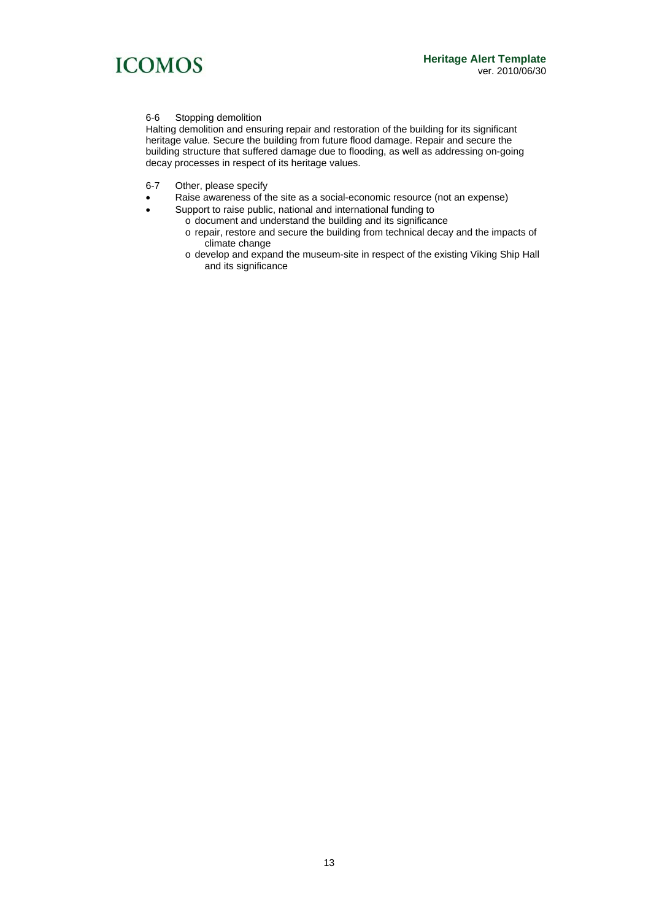6-6 Stopping demolition

Halting demolition and ensuring repair and restoration of the building for its significant heritage value. Secure the building from future flood damage. Repair and secure the building structure that suffered damage due to flooding, as well as addressing on-going decay processes in respect of its heritage values.

6-7 Other, please specify

- Raise awareness of the site as a social-economic resource (not an expense)
- Support to raise public, national and international funding to
  - document and understand the building and its significance
  - repair, restore and secure the building from technical decay and the impacts of climate change
  - develop and expand the museum-site in respect of the existing Viking Ship Hall and its significance